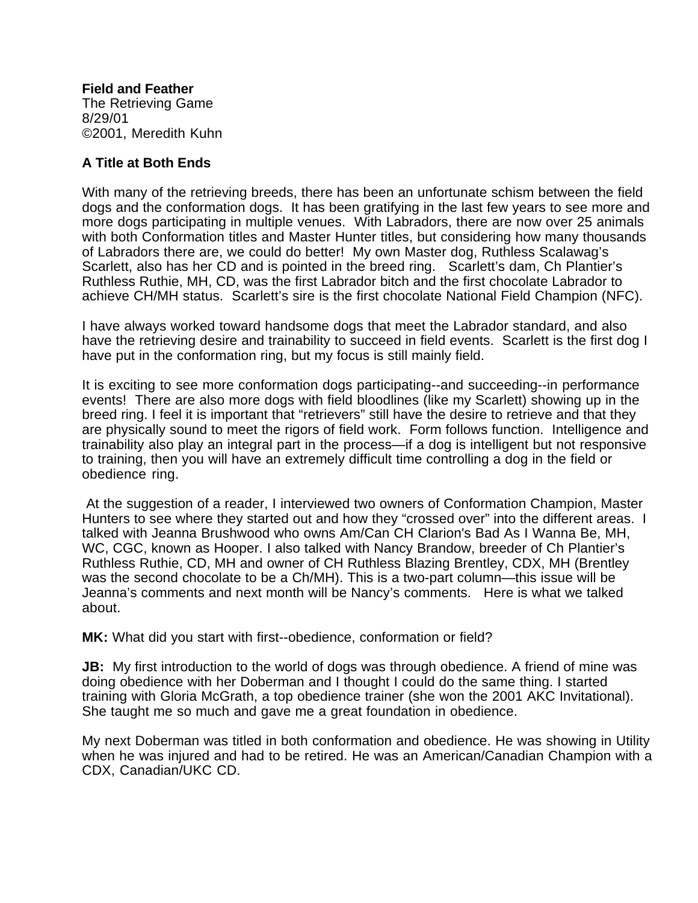**Field and Feather**
The Retrieving Game
8/29/01
©2001, Meredith Kuhn

## A Title at Both Ends

With many of the retrieving breeds, there has been an unfortunate schism between the field dogs and the conformation dogs. It has been gratifying in the last few years to see more and more dogs participating in multiple venues. With Labradors, there are now over 25 animals with both Conformation titles and Master Hunter titles, but considering how many thousands of Labradors there are, we could do better! My own Master dog, Ruthless Scalawag's Scarlett, also has her CD and is pointed in the breed ring. Scarlett's dam, Ch Plantier's Ruthless Ruthie, MH, CD, was the first Labrador bitch and the first chocolate Labrador to achieve CH/MH status. Scarlett's sire is the first chocolate National Field Champion (NFC).

I have always worked toward handsome dogs that meet the Labrador standard, and also have the retrieving desire and trainability to succeed in field events. Scarlett is the first dog I have put in the conformation ring, but my focus is still mainly field.

It is exciting to see more conformation dogs participating--and succeeding--in performance events! There are also more dogs with field bloodlines (like my Scarlett) showing up in the breed ring. I feel it is important that "retrievers" still have the desire to retrieve and that they are physically sound to meet the rigors of field work. Form follows function. Intelligence and trainability also play an integral part in the process—if a dog is intelligent but not responsive to training, then you will have an extremely difficult time controlling a dog in the field or obedience ring.

At the suggestion of a reader, I interviewed two owners of Conformation Champion, Master Hunters to see where they started out and how they "crossed over" into the different areas. I talked with Jeanna Brushwood who owns Am/Can CH Clarion's Bad As I Wanna Be, MH, WC, CGC, known as Hooper. I also talked with Nancy Brandow, breeder of Ch Plantier's Ruthless Ruthie, CD, MH and owner of CH Ruthless Blazing Brentley, CDX, MH (Brentley was the second chocolate to be a Ch/MH). This is a two-part column—this issue will be Jeanna's comments and next month will be Nancy's comments. Here is what we talked about.

**MK:** What did you start with first--obedience, conformation or field?

**JB:** My first introduction to the world of dogs was through obedience. A friend of mine was doing obedience with her Doberman and I thought I could do the same thing. I started training with Gloria McGrath, a top obedience trainer (she won the 2001 AKC Invitational). She taught me so much and gave me a great foundation in obedience.

My next Doberman was titled in both conformation and obedience. He was showing in Utility when he was injured and had to be retired. He was an American/Canadian Champion with a CDX, Canadian/UKC CD.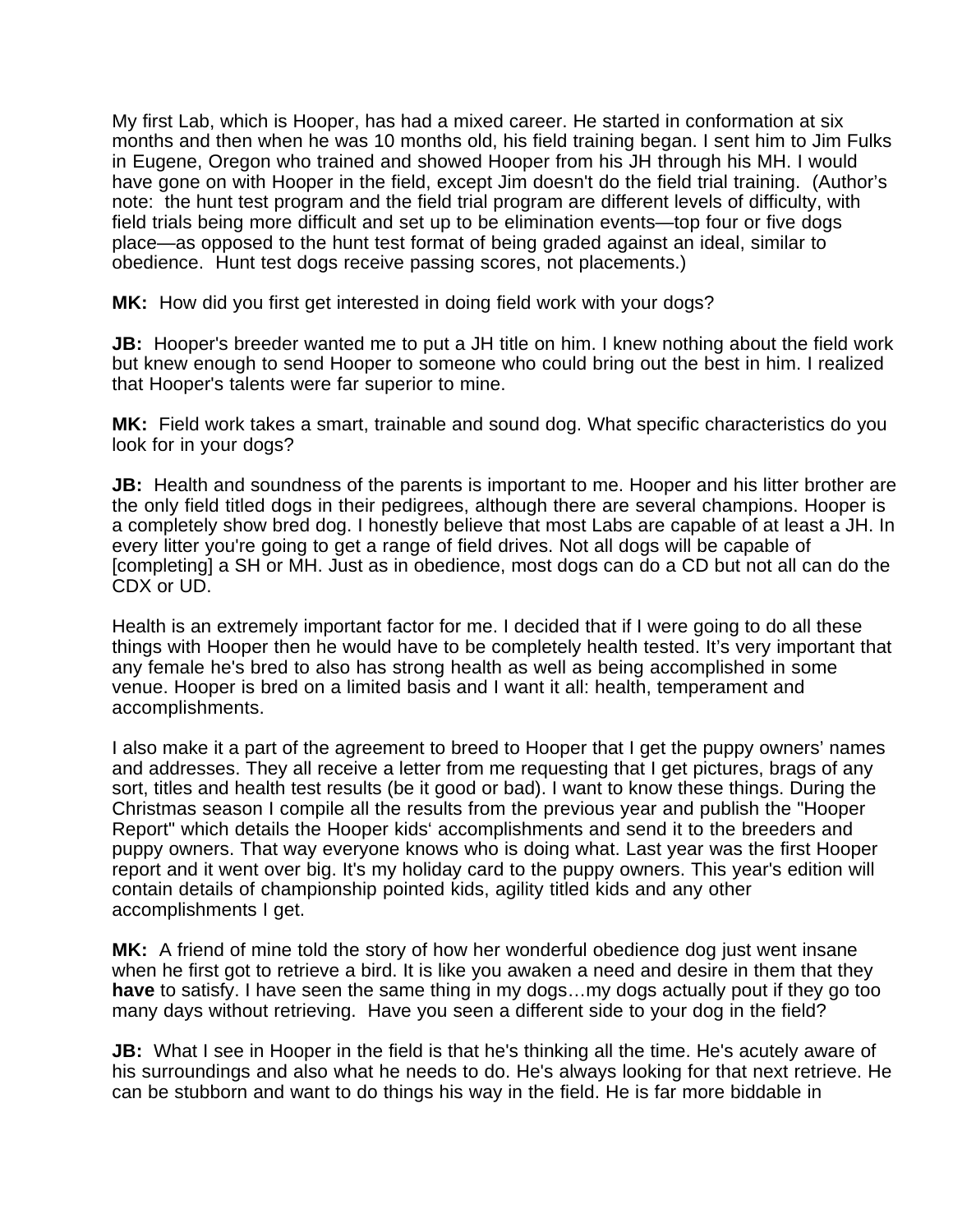My first Lab, which is Hooper, has had a mixed career. He started in conformation at six months and then when he was 10 months old, his field training began. I sent him to Jim Fulks in Eugene, Oregon who trained and showed Hooper from his JH through his MH. I would have gone on with Hooper in the field, except Jim doesn't do the field trial training. (Author's note: the hunt test program and the field trial program are different levels of difficulty, with field trials being more difficult and set up to be elimination events—top four or five dogs place—as opposed to the hunt test format of being graded against an ideal, similar to obedience. Hunt test dogs receive passing scores, not placements.)

**MK:** How did you first get interested in doing field work with your dogs?

**JB:** Hooper's breeder wanted me to put a JH title on him. I knew nothing about the field work but knew enough to send Hooper to someone who could bring out the best in him. I realized that Hooper's talents were far superior to mine.

**MK:** Field work takes a smart, trainable and sound dog. What specific characteristics do you look for in your dogs?

**JB:** Health and soundness of the parents is important to me. Hooper and his litter brother are the only field titled dogs in their pedigrees, although there are several champions. Hooper is a completely show bred dog. I honestly believe that most Labs are capable of at least a JH. In every litter you're going to get a range of field drives. Not all dogs will be capable of [completing] a SH or MH. Just as in obedience, most dogs can do a CD but not all can do the CDX or UD.

Health is an extremely important factor for me. I decided that if I were going to do all these things with Hooper then he would have to be completely health tested. It's very important that any female he's bred to also has strong health as well as being accomplished in some venue. Hooper is bred on a limited basis and I want it all: health, temperament and accomplishments.

I also make it a part of the agreement to breed to Hooper that I get the puppy owners' names and addresses. They all receive a letter from me requesting that I get pictures, brags of any sort, titles and health test results (be it good or bad). I want to know these things. During the Christmas season I compile all the results from the previous year and publish the "Hooper Report" which details the Hooper kids' accomplishments and send it to the breeders and puppy owners. That way everyone knows who is doing what. Last year was the first Hooper report and it went over big. It's my holiday card to the puppy owners. This year's edition will contain details of championship pointed kids, agility titled kids and any other accomplishments I get.

**MK:** A friend of mine told the story of how her wonderful obedience dog just went insane when he first got to retrieve a bird. It is like you awaken a need and desire in them that they **have** to satisfy. I have seen the same thing in my dogs…my dogs actually pout if they go too many days without retrieving. Have you seen a different side to your dog in the field?

**JB:** What I see in Hooper in the field is that he's thinking all the time. He's acutely aware of his surroundings and also what he needs to do. He's always looking for that next retrieve. He can be stubborn and want to do things his way in the field. He is far more biddable in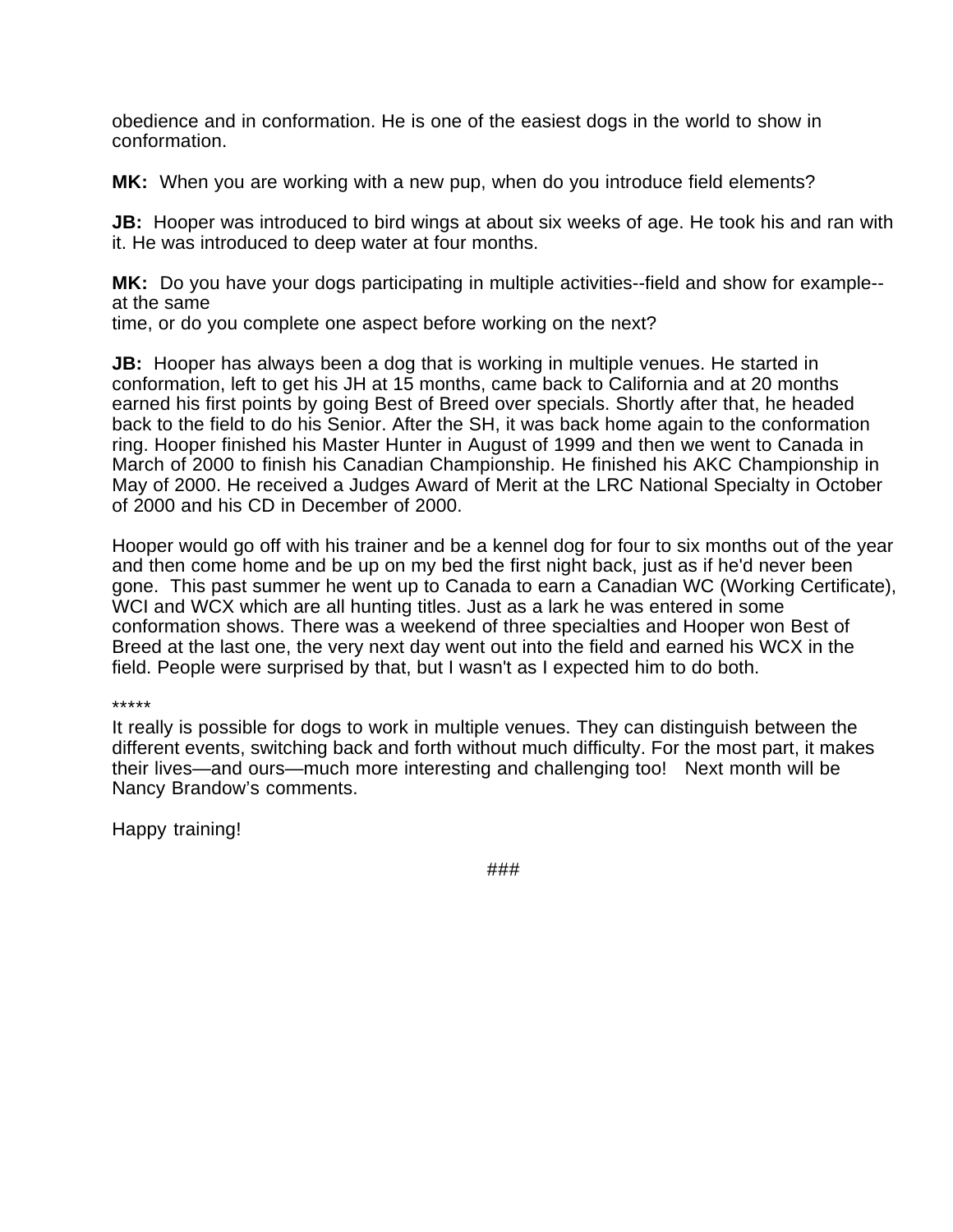obedience and in conformation. He is one of the easiest dogs in the world to show in conformation.

**MK:** When you are working with a new pup, when do you introduce field elements?

**JB:** Hooper was introduced to bird wings at about six weeks of age. He took his and ran with it. He was introduced to deep water at four months.

**MK:** Do you have your dogs participating in multiple activities--field and show for example--at the same time, or do you complete one aspect before working on the next?

**JB:** Hooper has always been a dog that is working in multiple venues. He started in conformation, left to get his JH at 15 months, came back to California and at 20 months earned his first points by going Best of Breed over specials. Shortly after that, he headed back to the field to do his Senior. After the SH, it was back home again to the conformation ring. Hooper finished his Master Hunter in August of 1999 and then we went to Canada in March of 2000 to finish his Canadian Championship. He finished his AKC Championship in May of 2000. He received a Judges Award of Merit at the LRC National Specialty in October of 2000 and his CD in December of 2000.

Hooper would go off with his trainer and be a kennel dog for four to six months out of the year and then come home and be up on my bed the first night back, just as if he'd never been gone. This past summer he went up to Canada to earn a Canadian WC (Working Certificate), WCI and WCX which are all hunting titles. Just as a lark he was entered in some conformation shows. There was a weekend of three specialties and Hooper won Best of Breed at the last one, the very next day went out into the field and earned his WCX in the field. People were surprised by that, but I wasn't as I expected him to do both.

*****

It really is possible for dogs to work in multiple venues. They can distinguish between the different events, switching back and forth without much difficulty. For the most part, it makes their lives—and ours—much more interesting and challenging too! Next month will be Nancy Brandow's comments.

Happy training!

###